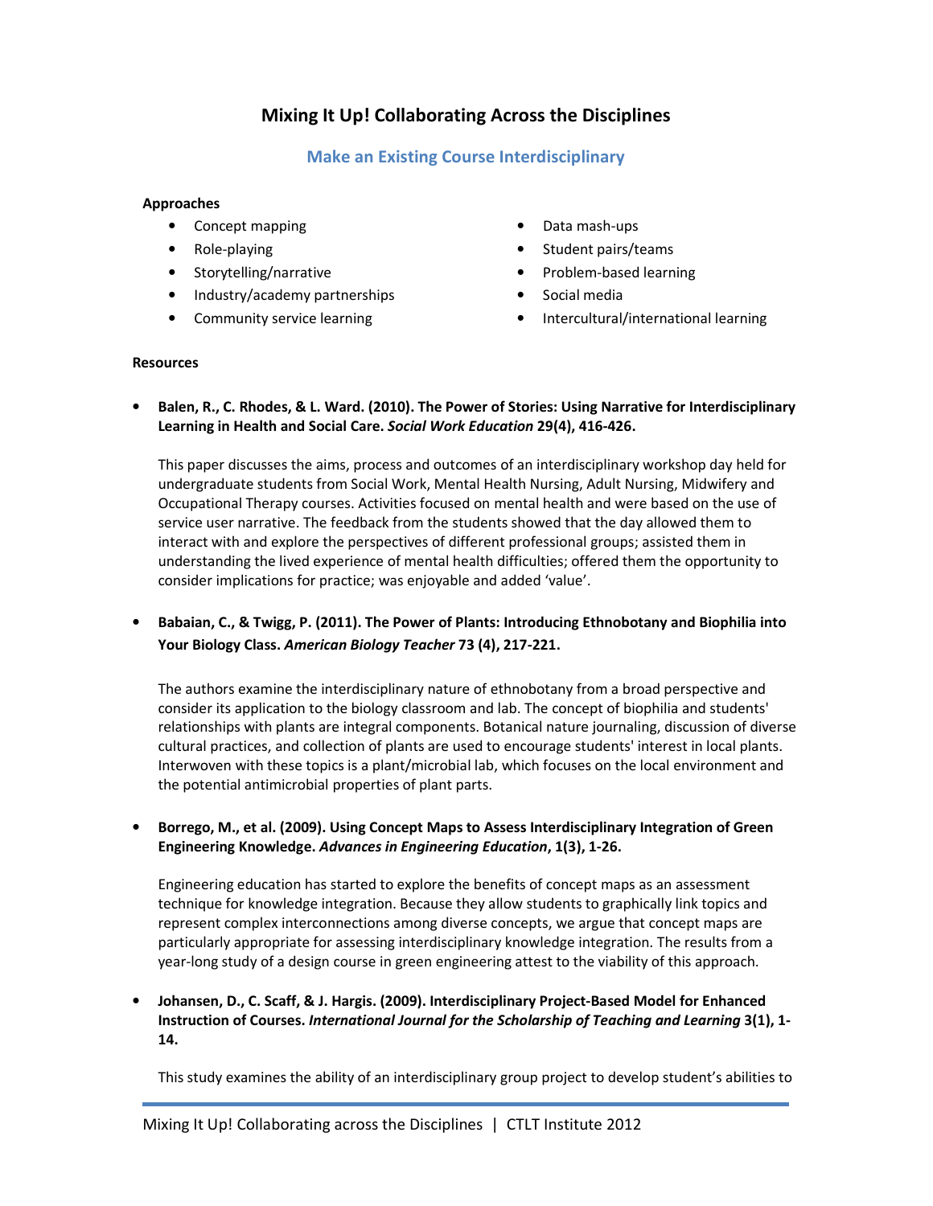# Mixing It Up! Collaborating Across the Disciplines

## Make an Existing Course Interdisciplinary

**Approaches**

- Concept mapping
- Role-playing
- Storytelling/narrative
- Industry/academy partnerships
- Community service learning
- Data mash-ups
- Student pairs/teams
- Problem-based learning
- Social media
- Intercultural/international learning

**Resources**

- **Balen, R., C. Rhodes, & L. Ward. (2010). The Power of Stories: Using Narrative for Interdisciplinary Learning in Health and Social Care. *Social Work Education* 29(4), 416-426.**

  This paper discusses the aims, process and outcomes of an interdisciplinary workshop day held for undergraduate students from Social Work, Mental Health Nursing, Adult Nursing, Midwifery and Occupational Therapy courses. Activities focused on mental health and were based on the use of service user narrative. The feedback from the students showed that the day allowed them to interact with and explore the perspectives of different professional groups; assisted them in understanding the lived experience of mental health difficulties; offered them the opportunity to consider implications for practice; was enjoyable and added 'value'.

- **Babaian, C., & Twigg, P. (2011). The Power of Plants: Introducing Ethnobotany and Biophilia into Your Biology Class. *American Biology Teacher* 73 (4), 217-221.**

  The authors examine the interdisciplinary nature of ethnobotany from a broad perspective and consider its application to the biology classroom and lab. The concept of biophilia and students' relationships with plants are integral components. Botanical nature journaling, discussion of diverse cultural practices, and collection of plants are used to encourage students' interest in local plants. Interwoven with these topics is a plant/microbial lab, which focuses on the local environment and the potential antimicrobial properties of plant parts.

- **Borrego, M., et al. (2009). Using Concept Maps to Assess Interdisciplinary Integration of Green Engineering Knowledge. *Advances in Engineering Education*, 1(3), 1-26.**

  Engineering education has started to explore the benefits of concept maps as an assessment technique for knowledge integration. Because they allow students to graphically link topics and represent complex interconnections among diverse concepts, we argue that concept maps are particularly appropriate for assessing interdisciplinary knowledge integration. The results from a year-long study of a design course in green engineering attest to the viability of this approach.

- **Johansen, D., C. Scaff, & J. Hargis. (2009). Interdisciplinary Project-Based Model for Enhanced Instruction of Courses. *International Journal for the Scholarship of Teaching and Learning* 3(1), 1-14.**

  This study examines the ability of an interdisciplinary group project to develop student's abilities to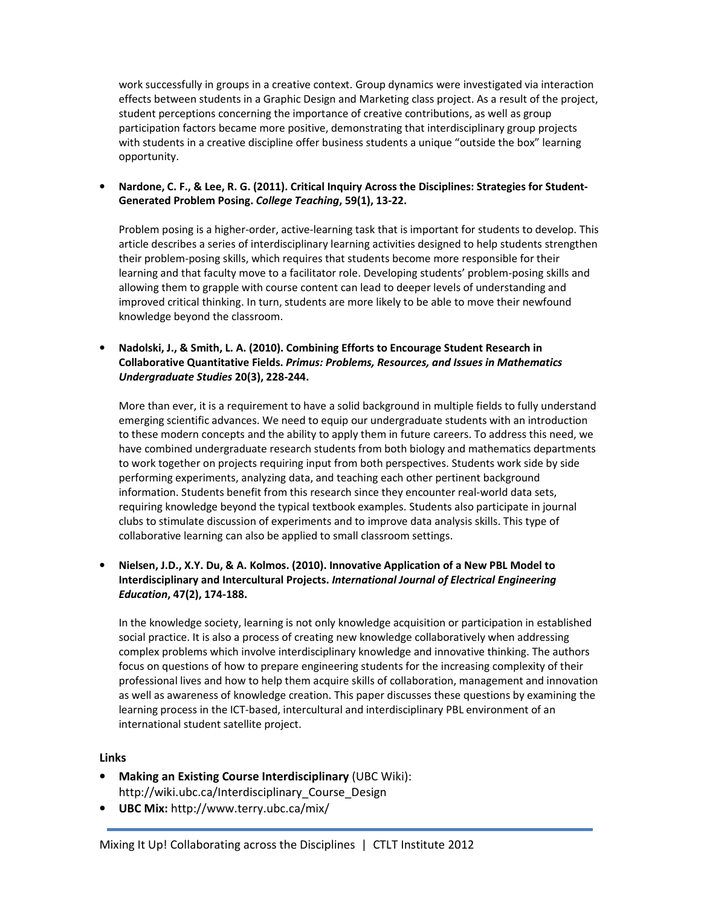work successfully in groups in a creative context. Group dynamics were investigated via interaction effects between students in a Graphic Design and Marketing class project. As a result of the project, student perceptions concerning the importance of creative contributions, as well as group participation factors became more positive, demonstrating that interdisciplinary group projects with students in a creative discipline offer business students a unique "outside the box" learning opportunity.

- **Nardone, C. F., & Lee, R. G. (2011). Critical Inquiry Across the Disciplines: Strategies for Student-Generated Problem Posing. *College Teaching*, 59(1), 13-22.**

  Problem posing is a higher-order, active-learning task that is important for students to develop. This article describes a series of interdisciplinary learning activities designed to help students strengthen their problem-posing skills, which requires that students become more responsible for their learning and that faculty move to a facilitator role. Developing students' problem-posing skills and allowing them to grapple with course content can lead to deeper levels of understanding and improved critical thinking. In turn, students are more likely to be able to move their newfound knowledge beyond the classroom.

- **Nadolski, J., & Smith, L. A. (2010). Combining Efforts to Encourage Student Research in Collaborative Quantitative Fields. *Primus: Problems, Resources, and Issues in Mathematics Undergraduate Studies* 20(3), 228-244.**

  More than ever, it is a requirement to have a solid background in multiple fields to fully understand emerging scientific advances. We need to equip our undergraduate students with an introduction to these modern concepts and the ability to apply them in future careers. To address this need, we have combined undergraduate research students from both biology and mathematics departments to work together on projects requiring input from both perspectives. Students work side by side performing experiments, analyzing data, and teaching each other pertinent background information. Students benefit from this research since they encounter real-world data sets, requiring knowledge beyond the typical textbook examples. Students also participate in journal clubs to stimulate discussion of experiments and to improve data analysis skills. This type of collaborative learning can also be applied to small classroom settings.

- **Nielsen, J.D., X.Y. Du, & A. Kolmos. (2010). Innovative Application of a New PBL Model to Interdisciplinary and Intercultural Projects. *International Journal of Electrical Engineering Education*, 47(2), 174-188.**

  In the knowledge society, learning is not only knowledge acquisition or participation in established social practice. It is also a process of creating new knowledge collaboratively when addressing complex problems which involve interdisciplinary knowledge and innovative thinking. The authors focus on questions of how to prepare engineering students for the increasing complexity of their professional lives and how to help them acquire skills of collaboration, management and innovation as well as awareness of knowledge creation. This paper discusses these questions by examining the learning process in the ICT-based, intercultural and interdisciplinary PBL environment of an international student satellite project.

**Links**

- **Making an Existing Course Interdisciplinary** (UBC Wiki): http://wiki.ubc.ca/Interdisciplinary_Course_Design
- **UBC Mix:** http://www.terry.ubc.ca/mix/